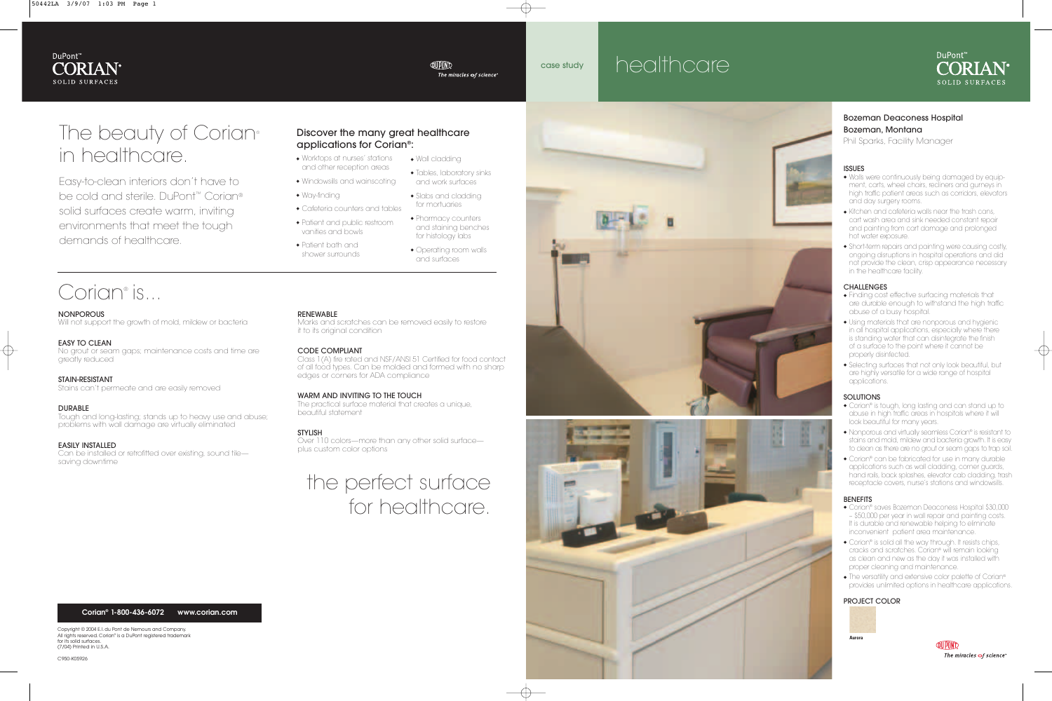DuPont™ CORIAN® SOLID SURFACES

The miracles of science®

# The beauty of Corian® in healthcare.

Easy-to-clean interiors don't have to be cold and sterile. DuPont™ Corian® solid surfaces create warm, inviting environments that meet the tough demands of healthcare.

## Discover the many great healthcare applications for Corian®:

- Worktops at nurses' stations and other reception areas
- Windowsills and wainscoting
- Way-finding
- Cafeteria counters and tables
- Patient and public restroom vanities and bowls
- Patient bath and shower surrounds
- Wall cladding
- Tables, laboratory sinks and work surfaces
- Slabs and cladding for mortuaries
- Pharmacy counters and staining benches for histology labs
- Operating room walls and surfaces

## Corian® is...

**NONPOROUS**
Will not support the growth of mold, mildew or bacteria

**EASY TO CLEAN**
No grout or seam gaps; maintenance costs and time are greatly reduced

**STAIN-RESISTANT**
Stains can't permeate and are easily removed

**DURABLE**
Tough and long-lasting; stands up to heavy use and abuse; problems with wall damage are virtually eliminated

**EASILY INSTALLED**
Can be installed or retrofitted over existing, sound tile—saving downtime

**RENEWABLE**
Marks and scratches can be removed easily to restore it to its original condition

**CODE COMPLIANT**
Class 1(A) fire rated and NSF/ANSI 51 Certified for food contact of all food types. Can be molded and formed with no sharp edges or corners for ADA compliance

**WARM AND INVITING TO THE TOUCH**
The practical surface material that creates a unique, beautiful statement

**STYLISH**
Over 110 colors—more than any other solid surface—plus custom color options

the perfect surface for healthcare.

**Corian® 1-800-436-6072 www.corian.com**

Copyright © 2004 E.I. du Pont de Nemours and Company. All rights reserved. Corian® is a DuPont registered trademark for its solid surfaces. (7/04) Printed in U.S.A.

C950-K05926

case study

# healthcare

DuPont™ CORIAN® SOLID SURFACES

Bozeman Deaconess Hospital
Bozeman, Montana
Phil Sparks, Facility Manager

### ISSUES

- Walls were continuously being damaged by equipment, carts, wheel chairs, recliners and gurneys in high traffic patient areas such as corridors, elevators and day surgery rooms.
- Kitchen and cafeteria walls near the trash cans, cart wash area and sink needed constant repair and painting from cart damage and prolonged hot water exposure.
- Short-term repairs and painting were causing costly, ongoing disruptions in hospital operations and did not provide the clean, crisp appearance necessary in the healthcare facility.

### CHALLENGES

- Finding cost effective surfacing materials that are durable enough to withstand the high traffic abuse of a busy hospital.
- Using materials that are nonporous and hygienic in all hospital applications, especially where there is standing water that can disintegrate the finish of a surface to the point where it cannot be properly disinfected.
- Selecting surfaces that not only look beautiful, but are highly versatile for a wide range of hospital applications.

### SOLUTIONS

- Corian® is tough, long lasting and can stand up to abuse in high traffic areas in hospitals where it will look beautiful for many years.
- Nonporous and virtually seamless Corian® is resistant to stains and mold, mildew and bacteria growth. It is easy to clean as there are no grout or seam gaps to trap soil.
- Corian® can be fabricated for use in many durable applications such as wall cladding, corner guards, hand rails, back splashes, elevator cab cladding, trash receptacle covers, nurse's stations and windowsills.

### BENEFITS

- Corian® saves Bozeman Deaconess Hospital $30,000 – $50,000 per year in wall repair and painting costs. It is durable and renewable helping to eliminate inconvenient patient area maintenance.
- Corian® is solid all the way through. It resists chips, cracks and scratches. Corian® will remain looking as clean and new as the day it was installed with proper cleaning and maintenance.
- The versatility and extensive color palette of Corian® provides unlimited options in healthcare applications.

### PROJECT COLOR

Aurora

The miracles of science®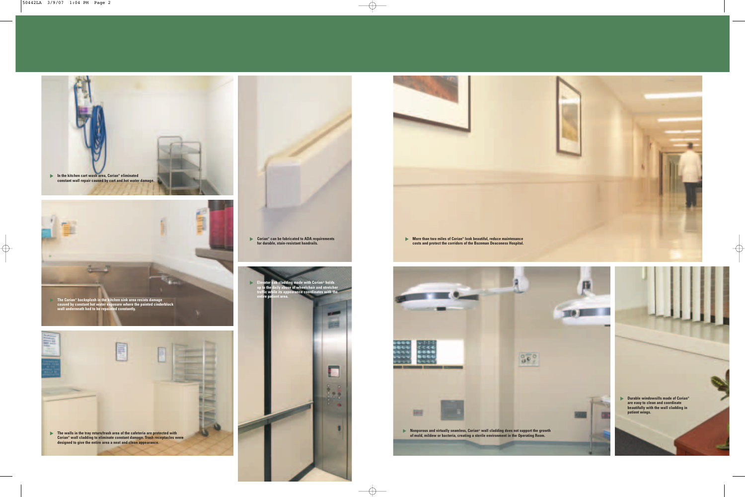In the kitchen cart wash area, Corian® eliminated constant wall repair caused by cart and hot water damage.

The Corian® backsplash in the kitchen sink area resists damage caused by constant hot water exposure where the painted cinderblock wall underneath had to be repainted constantly.

The walls in the tray return/trash area of the cafeteria are protected with Corian® wall cladding to eliminate constant damage. Trash receptacles were designed to give the entire area a neat and clean appearance.

Corian® can be fabricated to ADA requirements for durable, stain-resistant handrails.

Elevator cab cladding made with Corian® holds up to the daily abuse of wheelchair and stretcher traffic while its appearance coordinates with the entire patient area.

More than two miles of Corian® look beautiful, reduce maintenance costs and protect the corridors of the Bozeman Deaconess Hospital.

Nonporous and virtually seamless, Corian® wall cladding does not support the growth of mold, mildew or bacteria, creating a sterile environment in the Operating Room.

Durable windowsills made of Corian® are easy to clean and coordinate beautifully with the wall cladding in patient wings.